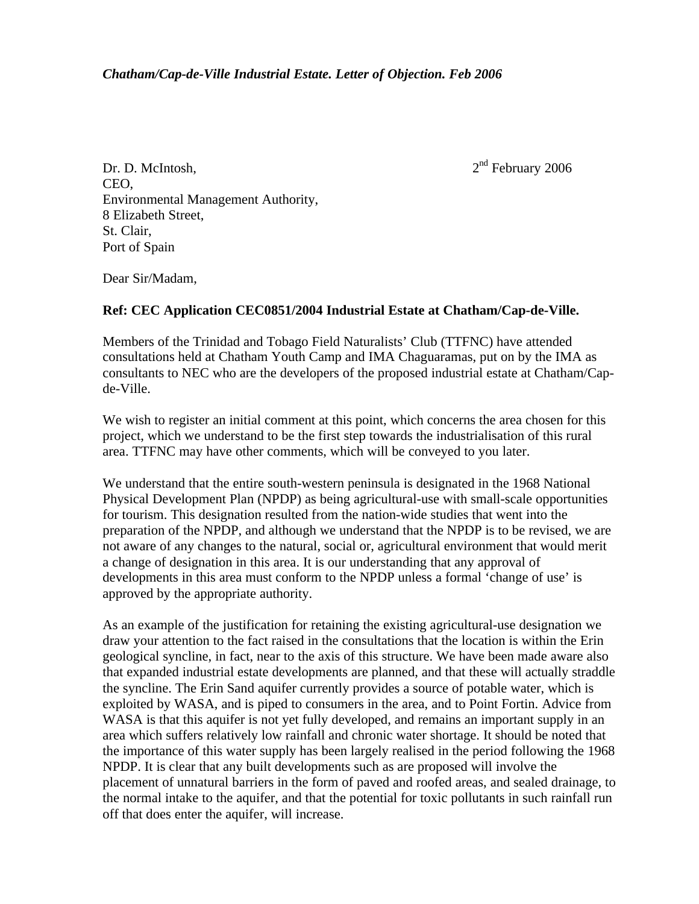*Chatham/Cap-de-Ville Industrial Estate. Letter of Objection. Feb 2006*

Dr. D. McIntosh,
CEO,
Environmental Management Authority,
8 Elizabeth Street,
St. Clair,
Port of Spain

2nd February 2006

Dear Sir/Madam,

**Ref: CEC Application CEC0851/2004 Industrial Estate at Chatham/Cap-de-Ville.**

Members of the Trinidad and Tobago Field Naturalists' Club (TTFNC) have attended consultations held at Chatham Youth Camp and IMA Chaguaramas, put on by the IMA as consultants to NEC who are the developers of the proposed industrial estate at Chatham/Cap-de-Ville.

We wish to register an initial comment at this point, which concerns the area chosen for this project, which we understand to be the first step towards the industrialisation of this rural area. TTFNC may have other comments, which will be conveyed to you later.

We understand that the entire south-western peninsula is designated in the 1968 National Physical Development Plan (NPDP) as being agricultural-use with small-scale opportunities for tourism. This designation resulted from the nation-wide studies that went into the preparation of the NPDP, and although we understand that the NPDP is to be revised, we are not aware of any changes to the natural, social or, agricultural environment that would merit a change of designation in this area. It is our understanding that any approval of developments in this area must conform to the NPDP unless a formal 'change of use' is approved by the appropriate authority.

As an example of the justification for retaining the existing agricultural-use designation we draw your attention to the fact raised in the consultations that the location is within the Erin geological syncline, in fact, near to the axis of this structure. We have been made aware also that expanded industrial estate developments are planned, and that these will actually straddle the syncline. The Erin Sand aquifer currently provides a source of potable water, which is exploited by WASA, and is piped to consumers in the area, and to Point Fortin. Advice from WASA is that this aquifer is not yet fully developed, and remains an important supply in an area which suffers relatively low rainfall and chronic water shortage. It should be noted that the importance of this water supply has been largely realised in the period following the 1968 NPDP. It is clear that any built developments such as are proposed will involve the placement of unnatural barriers in the form of paved and roofed areas, and sealed drainage, to the normal intake to the aquifer, and that the potential for toxic pollutants in such rainfall run off that does enter the aquifer, will increase.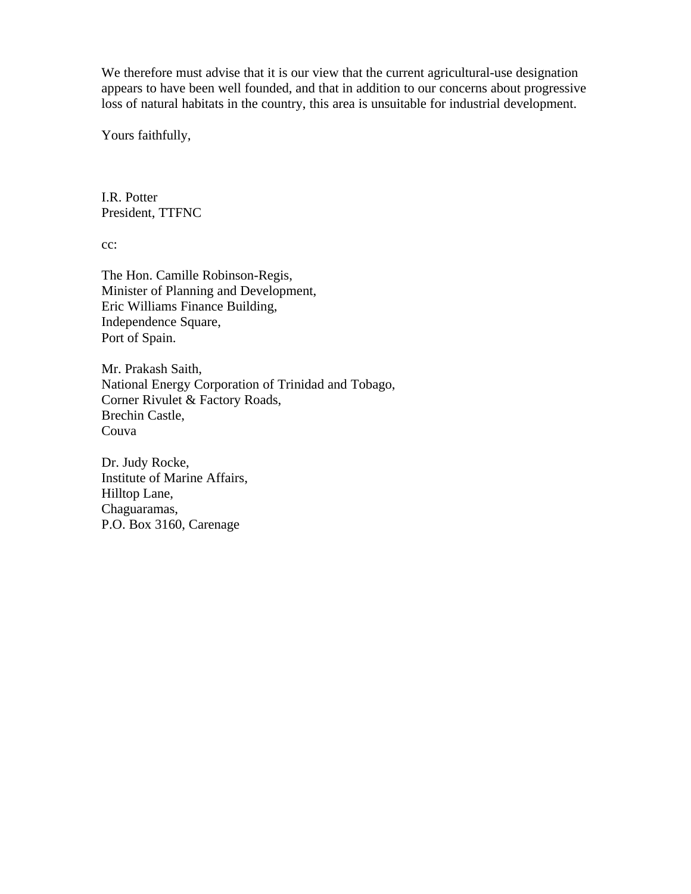We therefore must advise that it is our view that the current agricultural-use designation appears to have been well founded, and that in addition to our concerns about progressive loss of natural habitats in the country, this area is unsuitable for industrial development.

Yours faithfully,

I.R. Potter
President, TTFNC

cc:

The Hon. Camille Robinson-Regis,
Minister of Planning and Development,
Eric Williams Finance Building,
Independence Square,
Port of Spain.

Mr. Prakash Saith,
National Energy Corporation of Trinidad and Tobago,
Corner Rivulet & Factory Roads,
Brechin Castle,
Couva

Dr. Judy Rocke,
Institute of Marine Affairs,
Hilltop Lane,
Chaguaramas,
P.O. Box 3160, Carenage